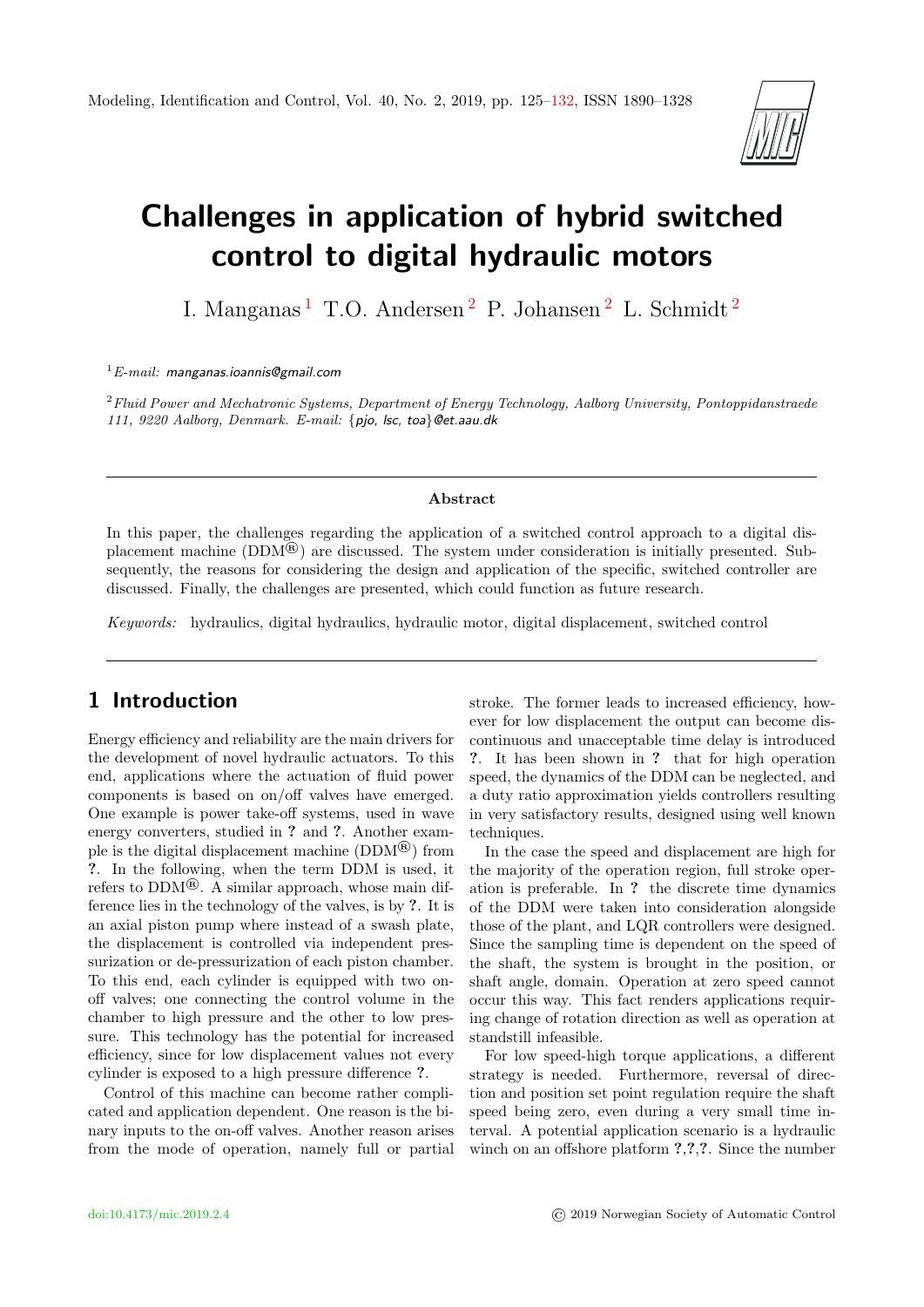# Challenges in application of hybrid switched control to digital hydraulic motors

I. Manganas [1] T.O. Andersen [2] P. Johansen [2] L. Schmidt [2]

[1] *E-mail:* manganas.ioannis@gmail.com

[2] *Fluid Power and Mechatronic Systems, Department of Energy Technology, Aalborg University, Pontoppidanstraede 111, 9220 Aalborg, Denmark. E-mail:* {pjo, lsc, toa}@et.aau.dk

---

**Abstract**

In this paper, the challenges regarding the application of a switched control approach to a digital displacement machine (DDM®) are discussed. The system under consideration is initially presented. Subsequently, the reasons for considering the design and application of the specific, switched controller are discussed. Finally, the challenges are presented, which could function as future research.

*Keywords:* hydraulics, digital hydraulics, hydraulic motor, digital displacement, switched control

---

## 1 Introduction

Energy efficiency and reliability are the main drivers for the development of novel hydraulic actuators. To this end, applications where the actuation of fluid power components is based on on/off valves have emerged. One example is power take-off systems, used in wave energy converters, studied in **?** and **?**. Another example is the digital displacement machine (DDM®) from **?**. In the following, when the term DDM is used, it refers to DDM®. A similar approach, whose main difference lies in the technology of the valves, is by **?**. It is an axial piston pump where instead of a swash plate, the displacement is controlled via independent pressurization or de-pressurization of each piston chamber. To this end, each cylinder is equipped with two on-off valves; one connecting the control volume in the chamber to high pressure and the other to low pressure. This technology has the potential for increased efficiency, since for low displacement values not every cylinder is exposed to a high pressure difference **?**.

Control of this machine can become rather complicated and application dependent. One reason is the binary inputs to the on-off valves. Another reason arises from the mode of operation, namely full or partial stroke. The former leads to increased efficiency, however for low displacement the output can become discontinuous and unacceptable time delay is introduced **?**. It has been shown in **?** that for high operation speed, the dynamics of the DDM can be neglected, and a duty ratio approximation yields controllers resulting in very satisfactory results, designed using well known techniques.

In the case the speed and displacement are high for the majority of the operation region, full stroke operation is preferable. In **?** the discrete time dynamics of the DDM were taken into consideration alongside those of the plant, and LQR controllers were designed. Since the sampling time is dependent on the speed of the shaft, the system is brought in the position, or shaft angle, domain. Operation at zero speed cannot occur this way. This fact renders applications requiring change of rotation direction as well as operation at standstill infeasible.

For low speed-high torque applications, a different strategy is needed. Furthermore, reversal of direction and position set point regulation require the shaft speed being zero, even during a very small time interval. A potential application scenario is a hydraulic winch on an offshore platform **?**,**?**,**?**. Since the number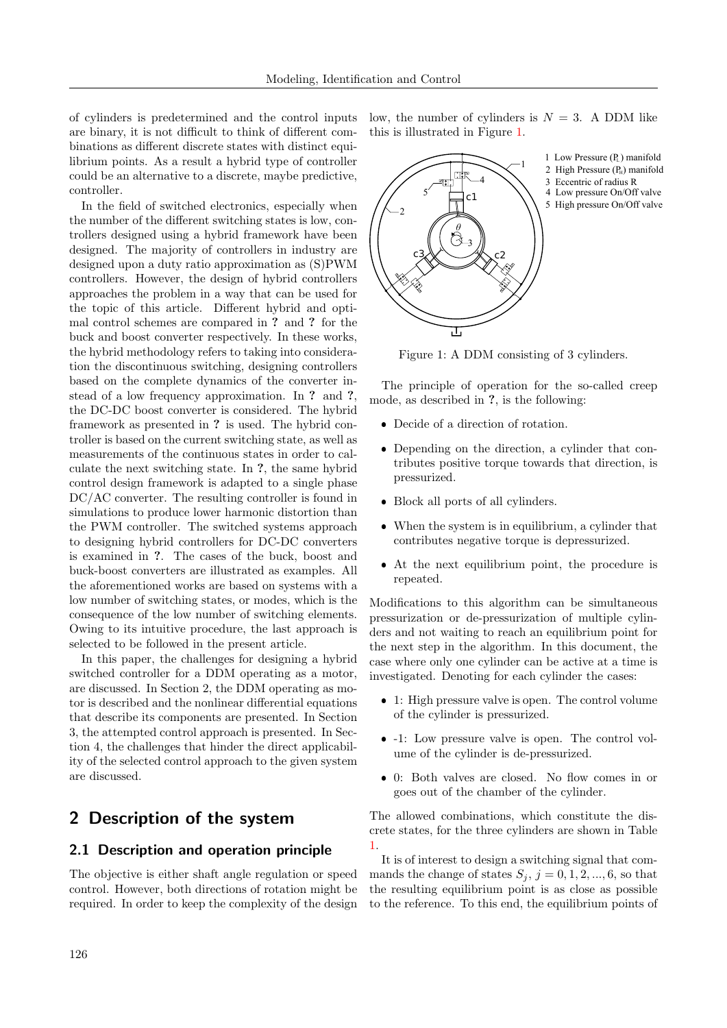of cylinders is predetermined and the control inputs are binary, it is not difficult to think of different combinations as different discrete states with distinct equilibrium points. As a result a hybrid type of controller could be an alternative to a discrete, maybe predictive, controller.

In the field of switched electronics, especially when the number of the different switching states is low, controllers designed using a hybrid framework have been designed. The majority of controllers in industry are designed upon a duty ratio approximation as (S)PWM controllers. However, the design of hybrid controllers approaches the problem in a way that can be used for the topic of this article. Different hybrid and optimal control schemes are compared in **?** and **?** for the buck and boost converter respectively. In these works, the hybrid methodology refers to taking into consideration the discontinuous switching, designing controllers based on the complete dynamics of the converter instead of a low frequency approximation. In **?** and **?**, the DC-DC boost converter is considered. The hybrid framework as presented in **?** is used. The hybrid controller is based on the current switching state, as well as measurements of the continuous states in order to calculate the next switching state. In **?**, the same hybrid control design framework is adapted to a single phase DC/AC converter. The resulting controller is found in simulations to produce lower harmonic distortion than the PWM controller. The switched systems approach to designing hybrid controllers for DC-DC converters is examined in **?**. The cases of the buck, boost and buck-boost converters are illustrated as examples. All the aforementioned works are based on systems with a low number of switching states, or modes, which is the consequence of the low number of switching elements. Owing to its intuitive procedure, the last approach is selected to be followed in the present article.

In this paper, the challenges for designing a hybrid switched controller for a DDM operating as a motor, are discussed. In Section 2, the DDM operating as motor is described and the nonlinear differential equations that describe its components are presented. In Section 3, the attempted control approach is presented. In Section 4, the challenges that hinder the direct applicability of the selected control approach to the given system are discussed.

## 2 Description of the system

### 2.1 Description and operation principle

The objective is either shaft angle regulation or speed control. However, both directions of rotation might be required. In order to keep the complexity of the design low, the number of cylinders is $N = 3$. A DDM like this is illustrated in Figure 1.

1 Low Pressure ($P_L$) manifold
2 High Pressure ($P_H$) manifold
3 Eccentric of radius R
4 Low pressure On/Off valve
5 High pressure On/Off valve

Figure 1: A DDM consisting of 3 cylinders.

The principle of operation for the so-called creep mode, as described in **?**, is the following:

- Decide of a direction of rotation.
- Depending on the direction, a cylinder that contributes positive torque towards that direction, is pressurized.
- Block all ports of all cylinders.
- When the system is in equilibrium, a cylinder that contributes negative torque is depressurized.
- At the next equilibrium point, the procedure is repeated.

Modifications to this algorithm can be simultaneous pressurization or de-pressurization of multiple cylinders and not waiting to reach an equilibrium point for the next step in the algorithm. In this document, the case where only one cylinder can be active at a time is investigated. Denoting for each cylinder the cases:

- 1: High pressure valve is open. The control volume of the cylinder is pressurized.
- -1: Low pressure valve is open. The control volume of the cylinder is de-pressurized.
- 0: Both valves are closed. No flow comes in or goes out of the chamber of the cylinder.

The allowed combinations, which constitute the discrete states, for the three cylinders are shown in Table 1.

It is of interest to design a switching signal that commands the change of states $S_j$, $j = 0, 1, 2, ..., 6$, so that the resulting equilibrium point is as close as possible to the reference. To this end, the equilibrium points of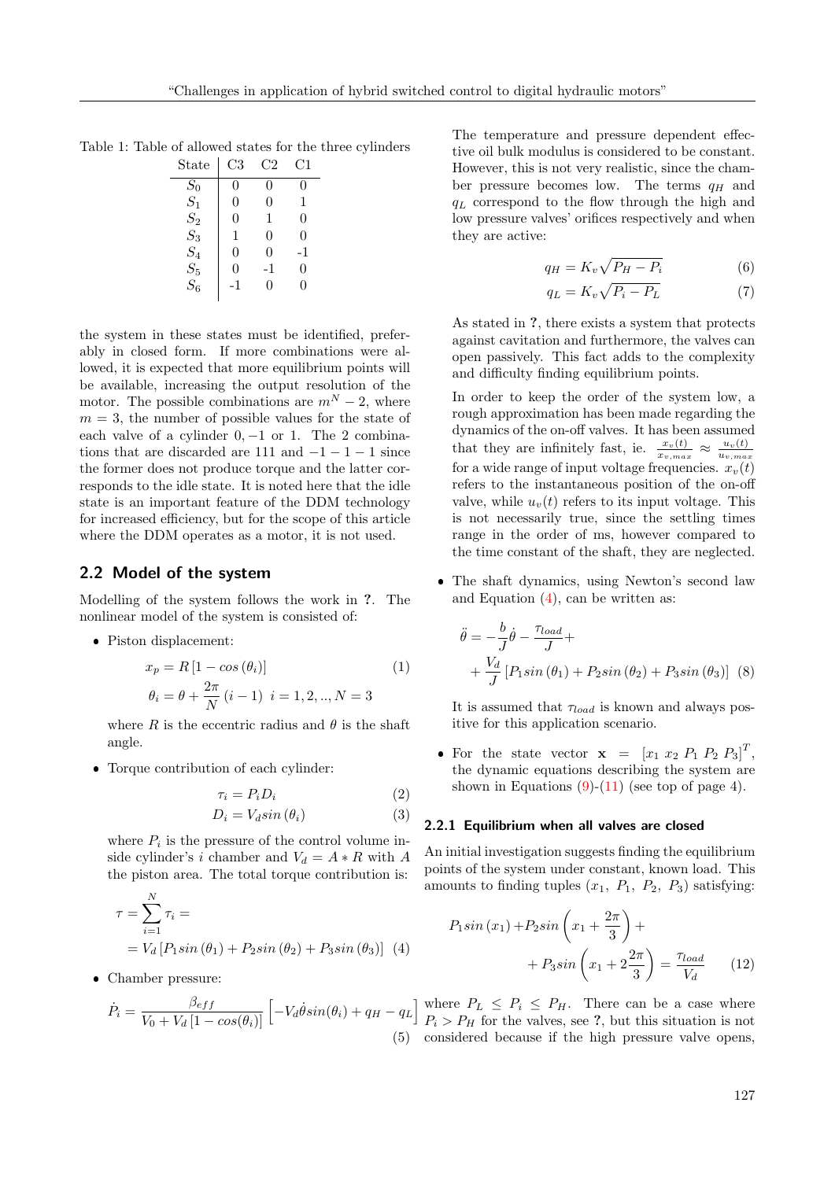Table 1: Table of allowed states for the three cylinders

| State | C3 | C2 | C1 |
|---|---|---|---|
| $S_0$ | 0 | 0 | 0 |
| $S_1$ | 0 | 0 | 1 |
| $S_2$ | 0 | 1 | 0 |
| $S_3$ | 1 | 0 | 0 |
| $S_4$ | 0 | 0 | -1 |
| $S_5$ | 0 | -1 | 0 |
| $S_6$ | -1 | 0 | 0 |

the system in these states must be identified, preferably in closed form. If more combinations were allowed, it is expected that more equilibrium points will be available, increasing the output resolution of the motor. The possible combinations are $m^N - 2$, where $m = 3$, the number of possible values for the state of each valve of a cylinder $0, -1$ or $1$. The 2 combinations that are discarded are 111 and $-1-1-1$ since the former does not produce torque and the latter corresponds to the idle state. It is noted here that the idle state is an important feature of the DDM technology for increased efficiency, but for the scope of this article where the DDM operates as a motor, it is not used.

## 2.2 Model of the system

Modelling of the system follows the work in **?**. The nonlinear model of the system is consisted of:

- Piston displacement:

$$x_p = R\left[1 - cos\left(\theta_i\right)\right] \tag{1}$$

$$\theta_i = \theta + \frac{2\pi}{N}\left(i-1\right) \;\; i = 1,2,..,N=3$$

where $R$ is the eccentric radius and $\theta$ is the shaft angle.

- Torque contribution of each cylinder:

$$\tau_i = P_i D_i \tag{2}$$

$$D_i = V_d sin\left(\theta_i\right) \tag{3}$$

where $P_i$ is the pressure of the control volume inside cylinder's $i$ chamber and $V_d = A * R$ with $A$ the piston area. The total torque contribution is:

$$\tau = \sum_{i=1}^{N} \tau_i = \\ = V_d\left[P_1 sin\left(\theta_1\right) + P_2 sin\left(\theta_2\right) + P_3 sin\left(\theta_3\right)\right] \tag{4}$$

- Chamber pressure:

$$\dot{P}_i = \frac{\beta_{eff}}{V_0 + V_d\left[1 - cos(\theta_i)\right]}\left[-V_d\dot{\theta}sin(\theta_i) + q_H - q_L\right] \tag{5}$$

The temperature and pressure dependent effective oil bulk modulus is considered to be constant. However, this is not very realistic, since the chamber pressure becomes low. The terms $q_H$ and $q_L$ correspond to the flow through the high and low pressure valves' orifices respectively and when they are active:

$$q_H = K_v\sqrt{P_H - P_i} \tag{6}$$

$$q_L = K_v\sqrt{P_i - P_L} \tag{7}$$

As stated in **?**, there exists a system that protects against cavitation and furthermore, the valves can open passively. This fact adds to the complexity and difficulty finding equilibrium points.

In order to keep the order of the system low, a rough approximation has been made regarding the dynamics of the on-off valves. It has been assumed that they are infinitely fast, ie. $\frac{x_v(t)}{x_{v,max}} \approx \frac{u_v(t)}{u_{v,max}}$ for a wide range of input voltage frequencies. $x_v(t)$ refers to the instantaneous position of the on-off valve, while $u_v(t)$ refers to its input voltage. This is not necessarily true, since the settling times range in the order of ms, however compared to the time constant of the shaft, they are neglected.

- The shaft dynamics, using Newton's second law and Equation (4), can be written as:

$$\ddot{\theta} = -\frac{b}{J}\dot{\theta} - \frac{\tau_{load}}{J} + \\ + \frac{V_d}{J}\left[P_1 sin\left(\theta_1\right) + P_2 sin\left(\theta_2\right) + P_3 sin\left(\theta_3\right)\right] \tag{8}$$

It is assumed that $\tau_{load}$ is known and always positive for this application scenario.

- For the state vector $\mathbf{x} = \left[x_1\ x_2\ P_1\ P_2\ P_3\right]^T$, the dynamic equations describing the system are shown in Equations (9)-(11) (see top of page 4).

### 2.2.1 Equilibrium when all valves are closed

An initial investigation suggests finding the equilibrium points of the system under constant, known load. This amounts to finding tuples $(x_1,\ P_1,\ P_2,\ P_3)$ satisfying:

$$P_1 sin\left(x_1\right) + P_2 sin\left(x_1 + \frac{2\pi}{3}\right) + \\ + P_3 sin\left(x_1 + 2\frac{2\pi}{3}\right) = \frac{\tau_{load}}{V_d} \tag{12}$$

where $P_L \leq P_i \leq P_H$. There can be a case where $P_i > P_H$ for the valves, see **?**, but this situation is not considered because if the high pressure valve opens,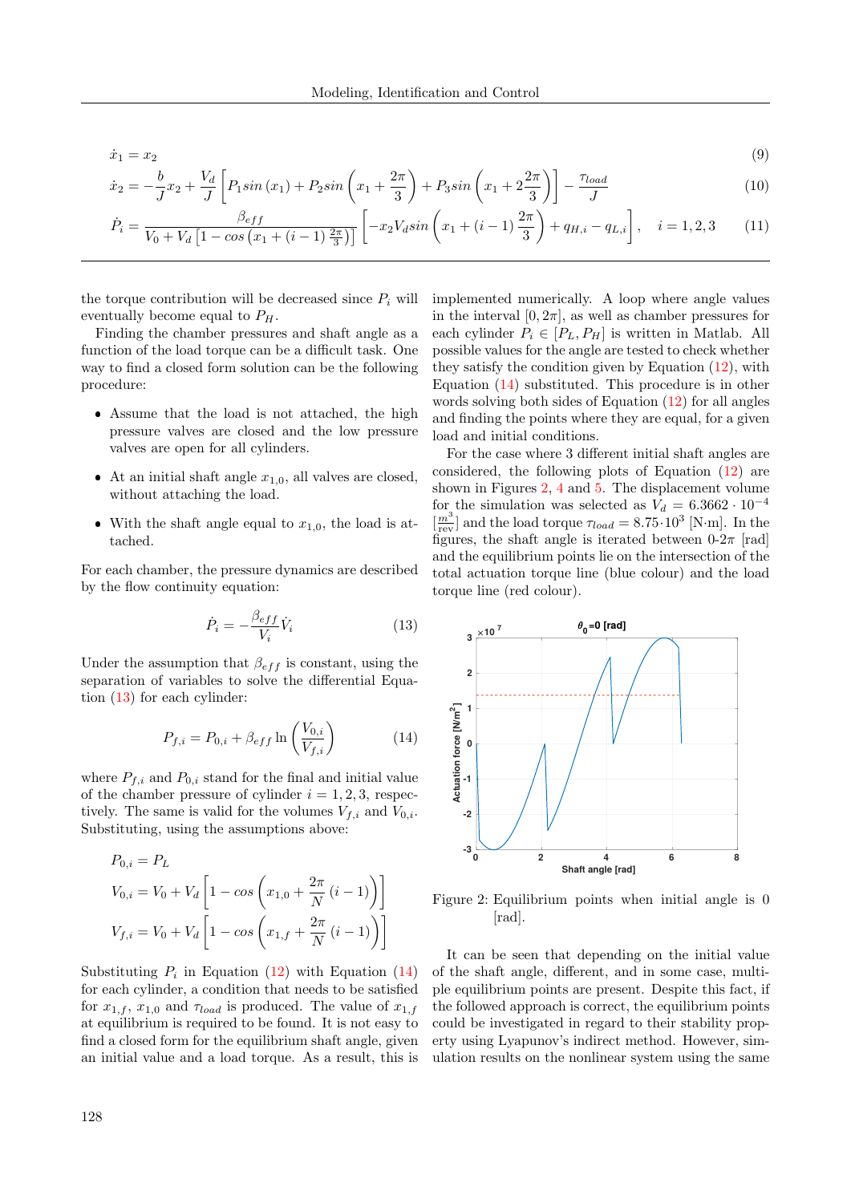$$\dot{x}_1 = x_2 \tag{9}$$

$$\dot{x}_2 = -\frac{b}{J}x_2 + \frac{V_d}{J}\left[P_1 sin\left(x_1\right) + P_2 sin\left(x_1 + \frac{2\pi}{3}\right) + P_3 sin\left(x_1 + 2\frac{2\pi}{3}\right)\right] - \frac{\tau_{load}}{J} \tag{10}$$

$$\dot{P}_i = \frac{\beta_{eff}}{V_0 + V_d\left[1 - cos\left(x_1 + (i-1)\frac{2\pi}{3}\right)\right]}\left[-x_2 V_d sin\left(x_1 + (i-1)\frac{2\pi}{3}\right) + q_{H,i} - q_{L,i}\right], \quad i = 1,2,3 \tag{11}$$

the torque contribution will be decreased since $P_i$ will eventually become equal to $P_H$.

Finding the chamber pressures and shaft angle as a function of the load torque can be a difficult task. One way to find a closed form solution can be the following procedure:

- Assume that the load is not attached, the high pressure valves are closed and the low pressure valves are open for all cylinders.
- At an initial shaft angle $x_{1,0}$, all valves are closed, without attaching the load.
- With the shaft angle equal to $x_{1,0}$, the load is attached.

For each chamber, the pressure dynamics are described by the flow continuity equation:

$$\dot{P}_i = -\frac{\beta_{eff}}{V_i}\dot{V}_i \tag{13}$$

Under the assumption that $\beta_{eff}$ is constant, using the separation of variables to solve the differential Equation (13) for each cylinder:

$$P_{f,i} = P_{0,i} + \beta_{eff} \ln\left(\frac{V_{0,i}}{V_{f,i}}\right) \tag{14}$$

where $P_{f,i}$ and $P_{0,i}$ stand for the final and initial value of the chamber pressure of cylinder $i = 1,2,3$, respectively. The same is valid for the volumes $V_{f,i}$ and $V_{0,i}$. Substituting, using the assumptions above:

$$P_{0,i} = P_L$$

$$V_{0,i} = V_0 + V_d\left[1 - cos\left(x_{1,0} + \frac{2\pi}{N}(i-1)\right)\right]$$

$$V_{f,i} = V_0 + V_d\left[1 - cos\left(x_{1,f} + \frac{2\pi}{N}(i-1)\right)\right]$$

Substituting $P_i$ in Equation (12) with Equation (14) for each cylinder, a condition that needs to be satisfied for $x_{1,f}$, $x_{1,0}$ and $\tau_{load}$ is produced. The value of $x_{1,f}$ at equilibrium is required to be found. It is not easy to find a closed form for the equilibrium shaft angle, given an initial value and a load torque. As a result, this is implemented numerically. A loop where angle values in the interval $[0, 2\pi]$, as well as chamber pressures for each cylinder $P_i \in [P_L, P_H]$ is written in Matlab. All possible values for the angle are tested to check whether they satisfy the condition given by Equation (12), with Equation (14) substituted. This procedure is in other words solving both sides of Equation (12) for all angles and finding the points where they are equal, for a given load and initial conditions.

For the case where 3 different initial shaft angles are considered, the following plots of Equation (12) are shown in Figures 2, 4 and 5. The displacement volume for the simulation was selected as $V_d = 6.3662 \cdot 10^{-4}$ $[\frac{m^3}{\text{rev}}]$ and the load torque $\tau_{load} = 8.75 \cdot 10^3$ [N·m]. In the figures, the shaft angle is iterated between 0-2$\pi$ [rad] and the equilibrium points lie on the intersection of the total actuation torque line (blue colour) and the load torque line (red colour).

Figure 2: Equilibrium points when initial angle is 0 [rad].

It can be seen that depending on the initial value of the shaft angle, different, and in some case, multiple equilibrium points are present. Despite this fact, if the followed approach is correct, the equilibrium points could be investigated in regard to their stability property using Lyapunov's indirect method. However, simulation results on the nonlinear system using the same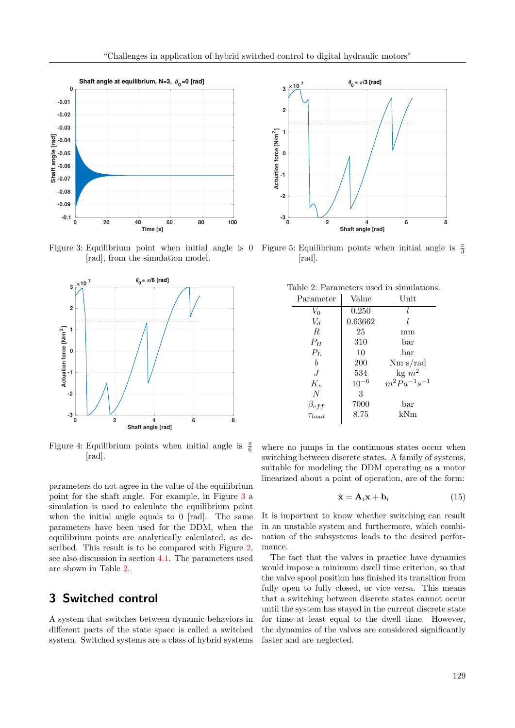Figure 3: Equilibrium point when initial angle is 0 [rad], from the simulation model.

Figure 4: Equilibrium points when initial angle is $\frac{\pi}{6}$ [rad].

Figure 5: Equilibrium points when initial angle is $\frac{\pi}{3}$ [rad].

Table 2: Parameters used in simulations.

| Parameter | Value | Unit |
|---|---|---|
| $V_0$ | 0.250 | $l$ |
| $V_d$ | 0.63662 | $l$ |
| $R$ | 25 | mm |
| $P_H$ | 310 | bar |
| $P_L$ | 10 | bar |
| $b$ | 200 | Nm s/rad |
| $J$ | 534 | kg $m^2$ |
| $K_v$ | $10^{-6}$ | $m^2 Pa^{-1} s^{-1}$ |
| $N$ | 3 | |
| $\beta_{eff}$ | 7000 | bar |
| $\tau_{load}$ | 8.75 | kNm |

parameters do not agree in the value of the equilibrium point for the shaft angle. For example, in Figure 3 a simulation is used to calculate the equilibrium point when the initial angle equals to 0 [rad]. The same parameters have been used for the DDM, when the equilibrium points are analytically calculated, as described. This result is to be compared with Figure 2, see also discussion in section 4.1. The parameters used are shown in Table 2.

## 3 Switched control

A system that switches between dynamic behaviors in different parts of the state space is called a switched system. Switched systems are a class of hybrid systems where no jumps in the continuous states occur when switching between discrete states. A family of systems, suitable for modeling the DDM operating as a motor linearized about a point of operation, are of the form:

$$\dot{\mathbf{x}} = \mathbf{A}_i \mathbf{x} + \mathbf{b}_i \tag{15}$$

It is important to know whether switching can result in an unstable system and furthermore, which combination of the subsystems leads to the desired performance.

The fact that the valves in practice have dynamics would impose a minimum dwell time criterion, so that the valve spool position has finished its transition from fully open to fully closed, or vice versa. This means that a switching between discrete states cannot occur until the system has stayed in the current discrete state for time at least equal to the dwell time. However, the dynamics of the valves are considered significantly faster and are neglected.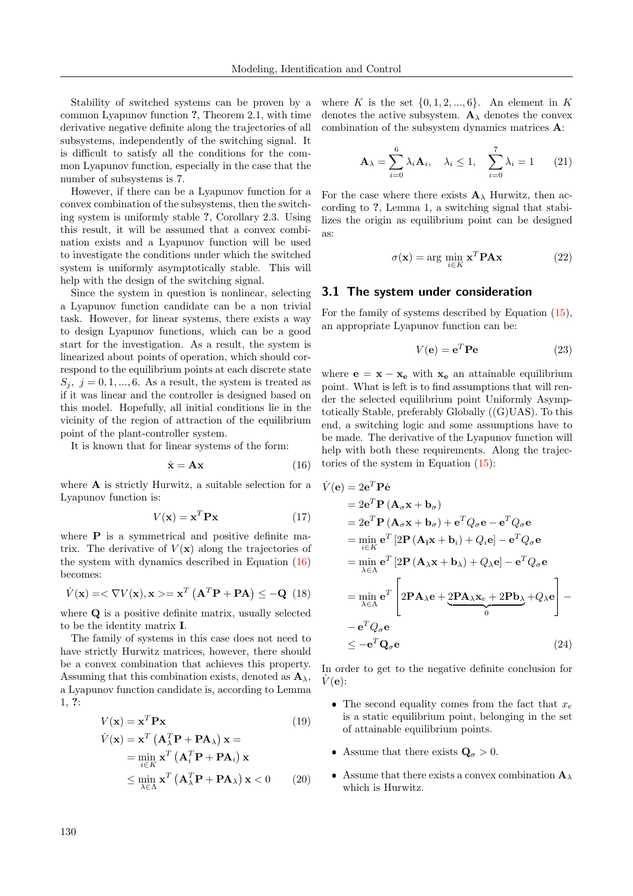Stability of switched systems can be proven by a common Lyapunov function **?**, Theorem 2.1, with time derivative negative definite along the trajectories of all subsystems, independently of the switching signal. It is difficult to satisfy all the conditions for the common Lyapunov function, especially in the case that the number of subsystems is 7.

However, if there can be a Lyapunov function for a convex combination of the subsystems, then the switching system is uniformly stable **?**, Corollary 2.3. Using this result, it will be assumed that a convex combination exists and a Lyapunov function will be used to investigate the conditions under which the switched system is uniformly asymptotically stable. This will help with the design of the switching signal.

Since the system in question is nonlinear, selecting a Lyapunov function candidate can be a non trivial task. However, for linear systems, there exists a way to design Lyapunov functions, which can be a good start for the investigation. As a result, the system is linearized about points of operation, which should correspond to the equilibrium points at each discrete state $S_j,\ j = 0, 1, ..., 6$. As a result, the system is treated as if it was linear and the controller is designed based on this model. Hopefully, all initial conditions lie in the vicinity of the region of attraction of the equilibrium point of the plant-controller system.

It is known that for linear systems of the form:

$$\dot{\mathbf{x}} = \mathbf{A}\mathbf{x} \tag{16}$$

where $\mathbf{A}$ is strictly Hurwitz, a suitable selection for a Lyapunov function is:

$$V(\mathbf{x}) = \mathbf{x}^T\mathbf{P}\mathbf{x} \tag{17}$$

where $\mathbf{P}$ is a symmetrical and positive definite matrix. The derivative of $V(\mathbf{x})$ along the trajectories of the system with dynamics described in Equation (16) becomes:

$$\dot{V}(\mathbf{x}) = <\nabla V(\mathbf{x}), \mathbf{x}> = \mathbf{x}^T\left(\mathbf{A}^T\mathbf{P} + \mathbf{P}\mathbf{A}\right) \leq -\mathbf{Q} \tag{18}$$

where $\mathbf{Q}$ is a positive definite matrix, usually selected to be the identity matrix $\mathbf{I}$.

The family of systems in this case does not need to have strictly Hurwitz matrices, however, there should be a convex combination that achieves this property. Assuming that this combination exists, denoted as $\mathbf{A}_\lambda$, a Lyapunov function candidate is, according to Lemma 1, **?**:

$$\begin{aligned} V(\mathbf{x}) &= \mathbf{x}^T\mathbf{P}\mathbf{x} \qquad (19) \\ \dot{V}(\mathbf{x}) &= \mathbf{x}^T\left(\mathbf{A}_\lambda^T\mathbf{P} + \mathbf{P}\mathbf{A}_\lambda\right)\mathbf{x} = \\ &= \min_{i\in K} \mathbf{x}^T\left(\mathbf{A}_i^T\mathbf{P} + \mathbf{P}\mathbf{A}_i\right)\mathbf{x} \\ &\leq \min_{\lambda\in\Lambda} \mathbf{x}^T\left(\mathbf{A}_\lambda^T\mathbf{P} + \mathbf{P}\mathbf{A}_\lambda\right)\mathbf{x} < 0 \qquad (20) \end{aligned}$$

where $K$ is the set $\{0, 1, 2, ..., 6\}$. An element in $K$ denotes the active subsystem. $\mathbf{A}_\lambda$ denotes the convex combination of the subsystem dynamics matrices $\mathbf{A}$:

$$\mathbf{A}_\lambda = \sum_{i=0}^{6} \lambda_i \mathbf{A}_i, \quad \lambda_i \leq 1, \quad \sum_{i=0}^{7} \lambda_i = 1 \tag{21}$$

For the case where there exists $\mathbf{A}_\lambda$ Hurwitz, then according to **?**, Lemma 1, a switching signal that stabilizes the origin as equilibrium point can be designed as:

$$\sigma(\mathbf{x}) = \arg\min_{i\in K} \mathbf{x}^T\mathbf{P}\mathbf{A}\mathbf{x} \tag{22}$$

### 3.1 The system under consideration

For the family of systems described by Equation (15), an appropriate Lyapunov function can be:

$$V(\mathbf{e}) = \mathbf{e}^T\mathbf{P}\mathbf{e} \tag{23}$$

where $\mathbf{e} = \mathbf{x} - \mathbf{x_e}$ with $\mathbf{x_e}$ an attainable equilibrium point. What is left is to find assumptions that will render the selected equilibrium point Uniformly Asymptotically Stable, preferably Globally ((G)UAS). To this end, a switching logic and some assumptions have to be made. The derivative of the Lyapunov function will help with both these requirements. Along the trajectories of the system in Equation (15):

$$\begin{aligned} \dot{V}(\mathbf{e}) &= 2\mathbf{e}^T\mathbf{P}\dot{\mathbf{e}} \\ &= 2\mathbf{e}^T\mathbf{P}\left(\mathbf{A}_\sigma\mathbf{x} + \mathbf{b}_\sigma\right) \\ &= 2\mathbf{e}^T\mathbf{P}\left(\mathbf{A}_\sigma\mathbf{x} + \mathbf{b}_\sigma\right) + \mathbf{e}^T Q_\sigma \mathbf{e} - \mathbf{e}^T Q_\sigma \mathbf{e} \\ &= \min_{i\in K} \mathbf{e}^T\left[2\mathbf{P}\left(\mathbf{A_i}\mathbf{x} + \mathbf{b}_i\right) + Q_i\mathbf{e}\right] - \mathbf{e}^T Q_\sigma \mathbf{e} \\ &= \min_{\lambda\in\Lambda} \mathbf{e}^T\left[2\mathbf{P}\left(\mathbf{A}_\lambda\mathbf{x} + \mathbf{b}_\lambda\right) + Q_\lambda\mathbf{e}\right] - \mathbf{e}^T Q_\sigma \mathbf{e} \\ &= \min_{\lambda\in\Lambda} \mathbf{e}^T\left[2\mathbf{P}\mathbf{A}_\lambda\mathbf{e} + \underbrace{2\mathbf{P}\mathbf{A}_\lambda\mathbf{x}_e + 2\mathbf{P}\mathbf{b}_\lambda}_{0} + Q_\lambda\mathbf{e}\right] - \\ &- \mathbf{e}^T Q_\sigma \mathbf{e} \\ &\leq -\mathbf{e}^T\mathbf{Q}_\sigma\mathbf{e} \end{aligned} \tag{24}$$

In order to get to the negative definite conclusion for $\dot{V}(\mathbf{e})$:

- The second equality comes from the fact that $x_e$ is a static equilibrium point, belonging in the set of attainable equilibrium points.
- Assume that there exists $\mathbf{Q}_\sigma > 0$.
- Assume that there exists a convex combination $\mathbf{A}_\lambda$ which is Hurwitz.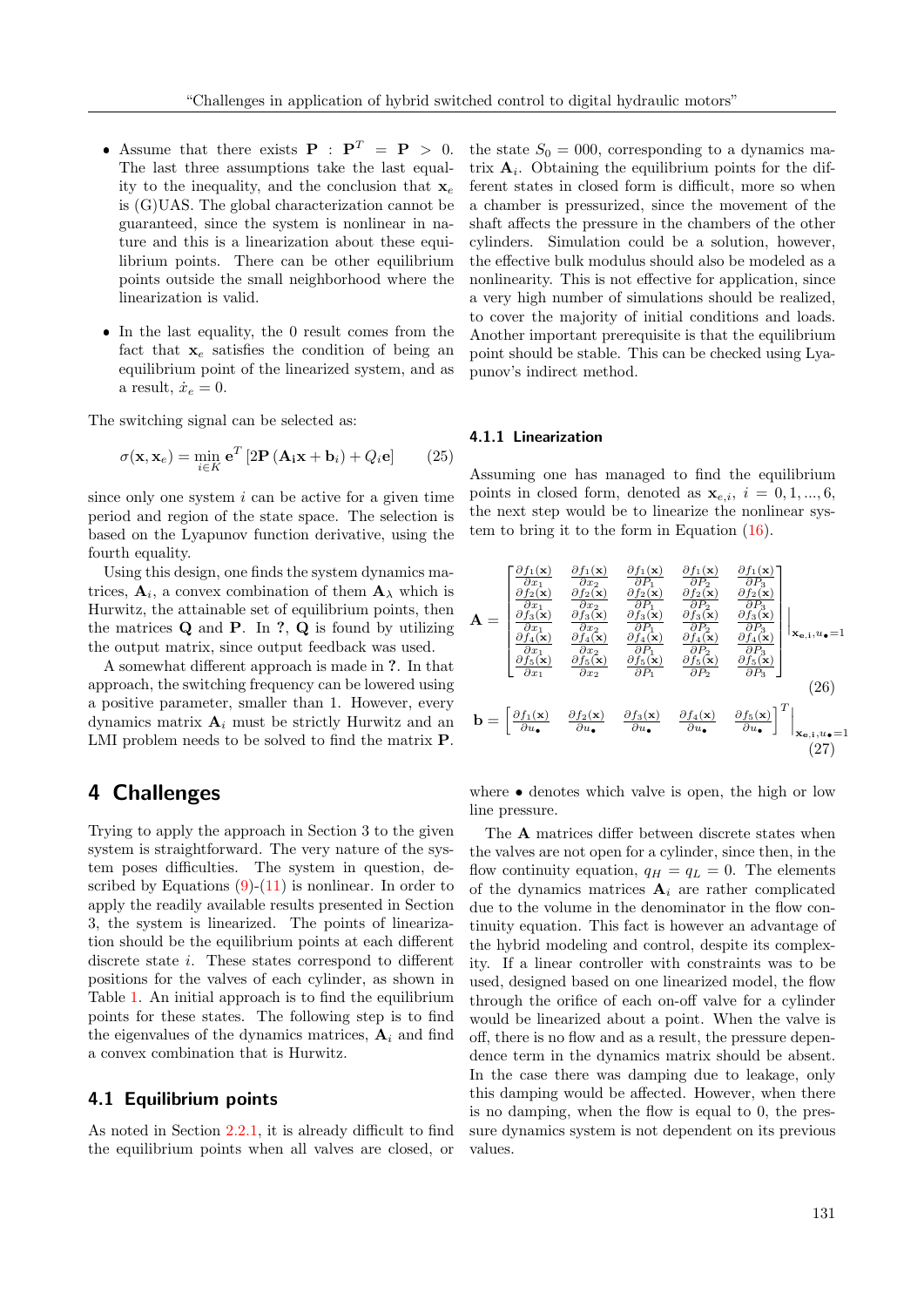- Assume that there exists $\mathbf{P} : \mathbf{P}^T = \mathbf{P} > 0$. The last three assumptions take the last equality to the inequality, and the conclusion that $\mathbf{x}_e$ is (G)UAS. The global characterization cannot be guaranteed, since the system is nonlinear in nature and this is a linearization about these equilibrium points. There can be other equilibrium points outside the small neighborhood where the linearization is valid.

- In the last equality, the 0 result comes from the fact that $\mathbf{x}_e$ satisfies the condition of being an equilibrium point of the linearized system, and as a result, $\dot{x}_e = 0$.

The switching signal can be selected as:

$$\sigma(\mathbf{x}, \mathbf{x}_e) = \min_{i \in K} \mathbf{e}^T \left[2\mathbf{P}\left(\mathbf{A_i}\mathbf{x} + \mathbf{b}_i\right) + Q_i\mathbf{e}\right] \tag{25}$$

since only one system $i$ can be active for a given time period and region of the state space. The selection is based on the Lyapunov function derivative, using the fourth equality.

Using this design, one finds the system dynamics matrices, $\mathbf{A}_i$, a convex combination of them $\mathbf{A}_\lambda$ which is Hurwitz, the attainable set of equilibrium points, then the matrices $\mathbf{Q}$ and $\mathbf{P}$. In ?, $\mathbf{Q}$ is found by utilizing the output matrix, since output feedback was used.

A somewhat different approach is made in ?. In that approach, the switching frequency can be lowered using a positive parameter, smaller than 1. However, every dynamics matrix $\mathbf{A}_i$ must be strictly Hurwitz and an LMI problem needs to be solved to find the matrix $\mathbf{P}$.

# 4 Challenges

Trying to apply the approach in Section 3 to the given system is straightforward. The very nature of the system poses difficulties. The system in question, described by Equations (9)-(11) is nonlinear. In order to apply the readily available results presented in Section 3, the system is linearized. The points of linearization should be the equilibrium points at each different discrete state $i$. These states correspond to different positions for the valves of each cylinder, as shown in Table 1. An initial approach is to find the equilibrium points for these states. The following step is to find the eigenvalues of the dynamics matrices, $\mathbf{A}_i$ and find a convex combination that is Hurwitz.

## 4.1 Equilibrium points

As noted in Section 2.2.1, it is already difficult to find the equilibrium points when all valves are closed, or the state $S_0 = 000$, corresponding to a dynamics matrix $\mathbf{A}_i$. Obtaining the equilibrium points for the different states in closed form is difficult, more so when a chamber is pressurized, since the movement of the shaft affects the pressure in the chambers of the other cylinders. Simulation could be a solution, however, the effective bulk modulus should also be modeled as a nonlinearity. This is not effective for application, since a very high number of simulations should be realized, to cover the majority of initial conditions and loads. Another important prerequisite is that the equilibrium point should be stable. This can be checked using Lyapunov's indirect method.

### 4.1.1 Linearization

Assuming one has managed to find the equilibrium points in closed form, denoted as $\mathbf{x}_{e,i}$, $i = 0, 1, ..., 6$, the next step would be to linearize the nonlinear system to bring it to the form in Equation (16).

$$\mathbf{A} = \begin{bmatrix} \frac{\partial f_1(\mathbf{x})}{\partial x_1} & \frac{\partial f_1(\mathbf{x})}{\partial x_2} & \frac{\partial f_1(\mathbf{x})}{\partial P_1} & \frac{\partial f_1(\mathbf{x})}{\partial P_2} & \frac{\partial f_1(\mathbf{x})}{\partial P_3} \\ \frac{\partial f_2(\mathbf{x})}{\partial x_1} & \frac{\partial f_2(\mathbf{x})}{\partial x_2} & \frac{\partial f_2(\mathbf{x})}{\partial P_1} & \frac{\partial f_2(\mathbf{x})}{\partial P_2} & \frac{\partial f_2(\mathbf{x})}{\partial P_3} \\ \frac{\partial f_3(\mathbf{x})}{\partial x_1} & \frac{\partial f_3(\mathbf{x})}{\partial x_2} & \frac{\partial f_3(\mathbf{x})}{\partial P_1} & \frac{\partial f_3(\mathbf{x})}{\partial P_2} & \frac{\partial f_3(\mathbf{x})}{\partial P_3} \\ \frac{\partial f_4(\mathbf{x})}{\partial x_1} & \frac{\partial f_4(\mathbf{x})}{\partial x_2} & \frac{\partial f_4(\mathbf{x})}{\partial P_1} & \frac{\partial f_4(\mathbf{x})}{\partial P_2} & \frac{\partial f_4(\mathbf{x})}{\partial P_3} \\ \frac{\partial f_5(\mathbf{x})}{\partial x_1} & \frac{\partial f_5(\mathbf{x})}{\partial x_2} & \frac{\partial f_5(\mathbf{x})}{\partial P_1} & \frac{\partial f_5(\mathbf{x})}{\partial P_2} & \frac{\partial f_5(\mathbf{x})}{\partial P_3} \end{bmatrix}\Bigg|_{\mathbf{x_{e,i}}, u_\bullet = 1} \tag{26}$$

$$\mathbf{b} = \begin{bmatrix} \frac{\partial f_1(\mathbf{x})}{\partial u_\bullet} & \frac{\partial f_2(\mathbf{x})}{\partial u_\bullet} & \frac{\partial f_3(\mathbf{x})}{\partial u_\bullet} & \frac{\partial f_4(\mathbf{x})}{\partial u_\bullet} & \frac{\partial f_5(\mathbf{x})}{\partial u_\bullet} \end{bmatrix}^T \Bigg|_{\mathbf{x_{e,i}}, u_\bullet = 1} \tag{27}$$

where $\bullet$ denotes which valve is open, the high or low line pressure.

The $\mathbf{A}$ matrices differ between discrete states when the valves are not open for a cylinder, since then, in the flow continuity equation, $q_H = q_L = 0$. The elements of the dynamics matrices $\mathbf{A}_i$ are rather complicated due to the volume in the denominator in the flow continuity equation. This fact is however an advantage of the hybrid modeling and control, despite its complexity. If a linear controller with constraints was to be used, designed based on one linearized model, the flow through the orifice of each on-off valve for a cylinder would be linearized about a point. When the valve is off, there is no flow and as a result, the pressure dependence term in the dynamics matrix should be absent. In the case there was damping due to leakage, only this damping would be affected. However, when there is no damping, when the flow is equal to 0, the pressure dynamics system is not dependent on its previous values.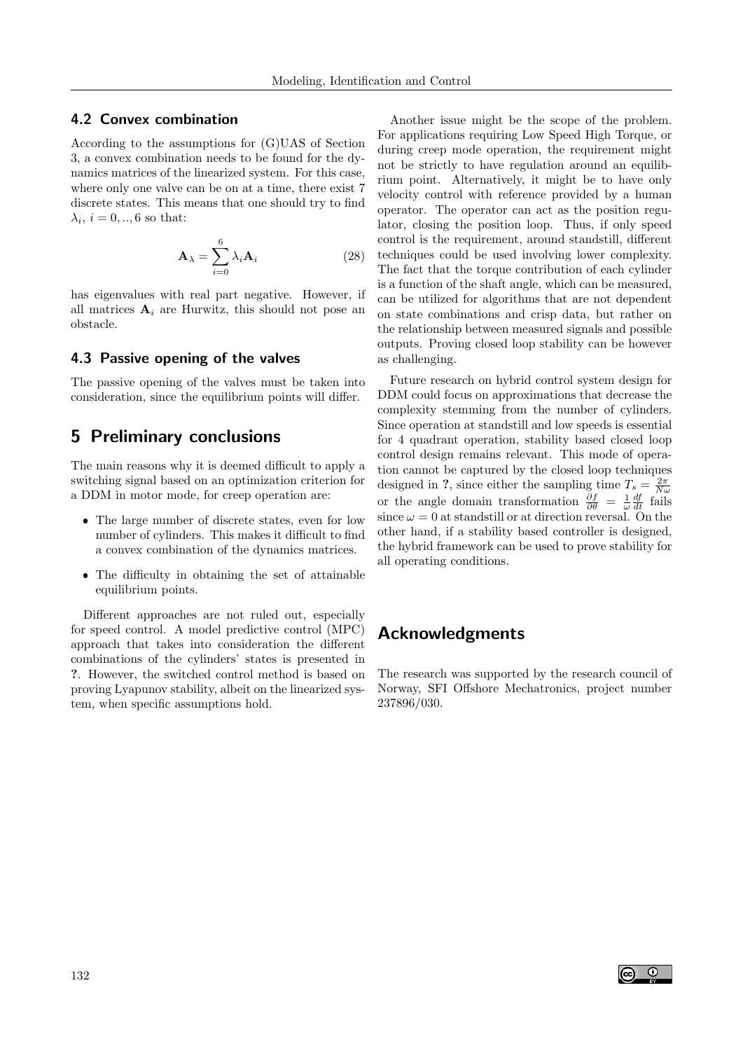## 4.2 Convex combination

According to the assumptions for (G)UAS of Section 3, a convex combination needs to be found for the dynamics matrices of the linearized system. For this case, where only one valve can be on at a time, there exist 7 discrete states. This means that one should try to find $\lambda_i$, $i = 0, .., 6$ so that:

$$\mathbf{A}_\lambda = \sum_{i=0}^{6} \lambda_i \mathbf{A}_i \tag{28}$$

has eigenvalues with real part negative. However, if all matrices $\mathbf{A}_i$ are Hurwitz, this should not pose an obstacle.

## 4.3 Passive opening of the valves

The passive opening of the valves must be taken into consideration, since the equilibrium points will differ.

# 5 Preliminary conclusions

The main reasons why it is deemed difficult to apply a switching signal based on an optimization criterion for a DDM in motor mode, for creep operation are:

- The large number of discrete states, even for low number of cylinders. This makes it difficult to find a convex combination of the dynamics matrices.
- The difficulty in obtaining the set of attainable equilibrium points.

Different approaches are not ruled out, especially for speed control. A model predictive control (MPC) approach that takes into consideration the different combinations of the cylinders' states is presented in **?**. However, the switched control method is based on proving Lyapunov stability, albeit on the linearized system, when specific assumptions hold.

Another issue might be the scope of the problem. For applications requiring Low Speed High Torque, or during creep mode operation, the requirement might not be strictly to have regulation around an equilibrium point. Alternatively, it might be to have only velocity control with reference provided by a human operator. The operator can act as the position regulator, closing the position loop. Thus, if only speed control is the requirement, around standstill, different techniques could be used involving lower complexity. The fact that the torque contribution of each cylinder is a function of the shaft angle, which can be measured, can be utilized for algorithms that are not dependent on state combinations and crisp data, but rather on the relationship between measured signals and possible outputs. Proving closed loop stability can be however as challenging.

Future research on hybrid control system design for DDM could focus on approximations that decrease the complexity stemming from the number of cylinders. Since operation at standstill and low speeds is essential for 4 quadrant operation, stability based closed loop control design remains relevant. This mode of operation cannot be captured by the closed loop techniques designed in **?**, since either the sampling time $T_s = \frac{2\pi}{N\omega}$ or the angle domain transformation $\frac{\partial f}{\partial \theta} = \frac{1}{\omega}\frac{df}{dt}$ fails since $\omega = 0$ at standstill or at direction reversal. On the other hand, if a stability based controller is designed, the hybrid framework can be used to prove stability for all operating conditions.

# Acknowledgments

The research was supported by the research council of Norway, SFI Offshore Mechatronics, project number 237896/030.